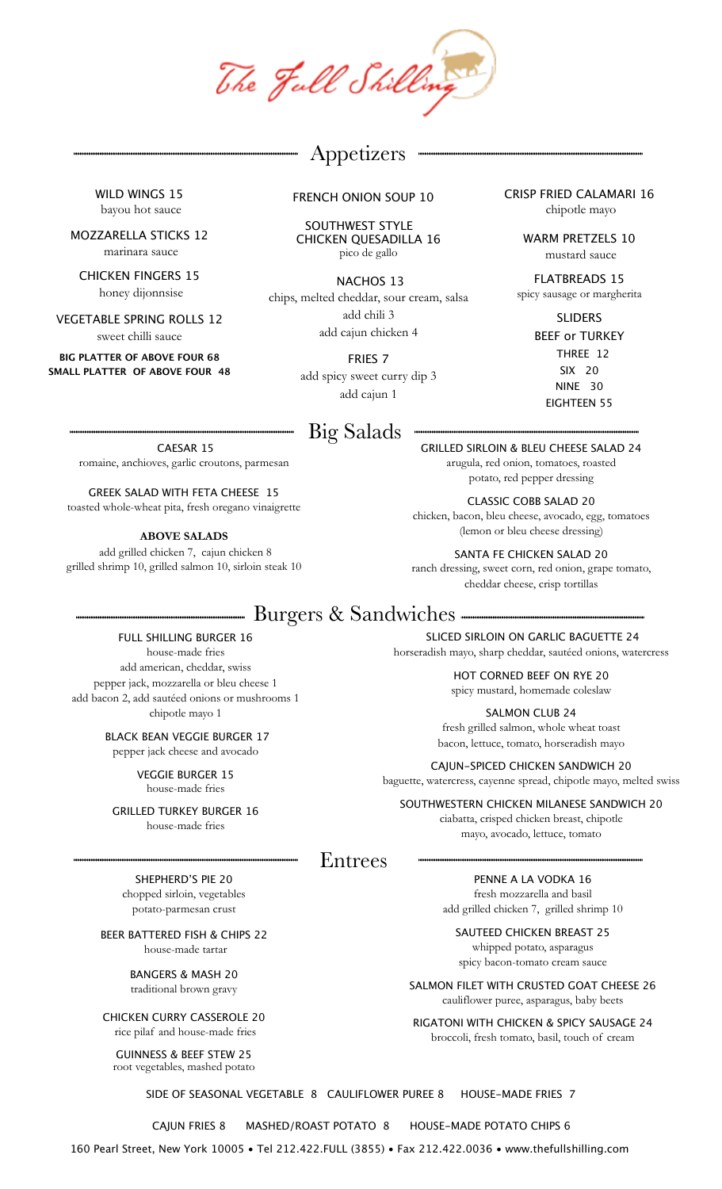# The Full Shilling

## Appetizers

**WILD WINGS 15**
bayou hot sauce

**MOZZARELLA STICKS 12**
marinara sauce

**CHICKEN FINGERS 15**
honey dijonnsise

**VEGETABLE SPRING ROLLS 12**
sweet chilli sauce

**BIG PLATTER OF ABOVE FOUR 68**
**SMALL PLATTER OF ABOVE FOUR 48**

**FRENCH ONION SOUP 10**

**SOUTHWEST STYLE CHICKEN QUESADILLA 16**
pico de gallo

**NACHOS 13**
chips, melted cheddar, sour cream, salsa
add chili 3
add cajun chicken 4

**FRIES 7**
add spicy sweet curry dip 3
add cajun 1

**CRISP FRIED CALAMARI 16**
chipotle mayo

**WARM PRETZELS 10**
mustard sauce

**FLATBREADS 15**
spicy sausage or margherita

**SLIDERS**
BEEF or TURKEY
THREE 12
SIX 20
NINE 30
EIGHTEEN 55

## Big Salads

**CAESAR 15**
romaine, anchioves, garlic croutons, parmesan

**GREEK SALAD WITH FETA CHEESE 15**
toasted whole-wheat pita, fresh oregano vinaigrette

**ABOVE SALADS**
add grilled chicken 7, cajun chicken 8
grilled shrimp 10, grilled salmon 10, sirloin steak 10

**GRILLED SIRLOIN & BLEU CHEESE SALAD 24**
arugula, red onion, tomatoes, roasted potato, red pepper dressing

**CLASSIC COBB SALAD 20**
chicken, bacon, bleu cheese, avocado, egg, tomatoes
(lemon or bleu cheese dressing)

**SANTA FE CHICKEN SALAD 20**
ranch dressing, sweet corn, red onion, grape tomato, cheddar cheese, crisp tortillas

## Burgers & Sandwiches

**FULL SHILLING BURGER 16**
house-made fries
add american, cheddar, swiss
pepper jack, mozzarella or bleu cheese 1
add bacon 2, add sautéed onions or mushrooms 1
chipotle mayo 1

**BLACK BEAN VEGGIE BURGER 17**
pepper jack cheese and avocado

**VEGGIE BURGER 15**
house-made fries

**GRILLED TURKEY BURGER 16**
house-made fries

**SLICED SIRLOIN ON GARLIC BAGUETTE 24**
horseradish mayo, sharp cheddar, sautéed onions, watercress

**HOT CORNED BEEF ON RYE 20**
spicy mustard, homemade coleslaw

**SALMON CLUB 24**
fresh grilled salmon, whole wheat toast
bacon, lettuce, tomato, horseradish mayo

**CAJUN-SPICED CHICKEN SANDWICH 20**
baguette, watercress, cayenne spread, chipotle mayo, melted swiss

**SOUTHWESTERN CHICKEN MILANESE SANDWICH 20**
ciabatta, crisped chicken breast, chipotle mayo, avocado, lettuce, tomato

## Entrees

**SHEPHERD'S PIE 20**
chopped sirloin, vegetables
potato-parmesan crust

**BEER BATTERED FISH & CHIPS 22**
house-made tartar

**BANGERS & MASH 20**
traditional brown gravy

**CHICKEN CURRY CASSEROLE 20**
rice pilaf and house-made fries

**GUINNESS & BEEF STEW 25**
root vegetables, mashed potato

**PENNE A LA VODKA 16**
fresh mozzarella and basil
add grilled chicken 7, grilled shrimp 10

**SAUTEED CHICKEN BREAST 25**
whipped potato, asparagus
spicy bacon-tomato cream sauce

**SALMON FILET WITH CRUSTED GOAT CHEESE 26**
cauliflower puree, asparagus, baby beets

**RIGATONI WITH CHICKEN & SPICY SAUSAGE 24**
broccoli, fresh tomato, basil, touch of cream

SIDE OF SEASONAL VEGETABLE 8 CAULIFLOWER PUREE 8 HOUSE-MADE FRIES 7

CAJUN FRIES 8 MASHED/ROAST POTATO 8 HOUSE-MADE POTATO CHIPS 6

160 Pearl Street, New York 10005 • Tel 212.422.FULL (3855) • Fax 212.422.0036 • www.thefullshilling.com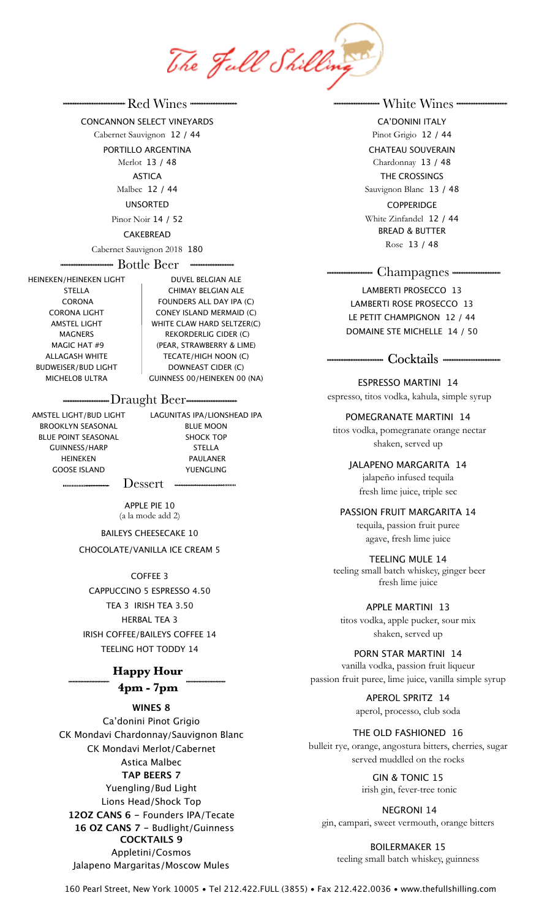# The Full Shilling

## Red Wines

CONCANNON SELECT VINEYARDS
Cabernet Sauvignon 12 / 44

PORTILLO ARGENTINA
Merlot 13 / 48

ASTICA
Malbec 12 / 44

UNSORTED
Pinor Noir 14 / 52

CAKEBREAD
Cabernet Sauvignon 2018 180

## Bottle Beer

| | |
|---|---|
| HEINEKEN/HEINEKEN LIGHT | DUVEL BELGIAN ALE |
| STELLA | CHIMAY BELGIAN ALE |
| CORONA | FOUNDERS ALL DAY IPA (C) |
| CORONA LIGHT | CONEY ISLAND MERMAID (C) |
| AMSTEL LIGHT | WHITE CLAW HARD SELTZER(C) |
| MAGNERS | REKORDERLIG CIDER (C) |
| MAGIC HAT #9 | (PEAR, STRAWBERRY & LIME) |
| ALLAGASH WHITE | TECATE/HIGH NOON (C) |
| BUDWEISER/BUD LIGHT | DOWNEAST CIDER (C) |
| MICHELOB ULTRA | GUINNESS 00/HEINEKEN 00 (NA) |

## Draught Beer

| | |
|---|---|
| AMSTEL LIGHT/BUD LIGHT | LAGUNITAS IPA/LIONSHEAD IPA |
| BROOKLYN SEASONAL | BLUE MOON |
| BLUE POINT SEASONAL | SHOCK TOP |
| GUINNESS/HARP | STELLA |
| HEINEKEN | PAULANER |
| GOOSE ISLAND | YUENGLING |

## Dessert

APPLE PIE 10
(a la mode add 2)

BAILEYS CHEESECAKE 10

CHOCOLATE/VANILLA ICE CREAM 5

COFFEE 3
CAPPUCCINO 5 ESPRESSO 4.50
TEA 3 IRISH TEA 3.50
HERBAL TEA 3
IRISH COFFEE/BAILEYS COFFEE 14
TEELING HOT TODDY 14

## Happy Hour
**4pm - 7pm**

**WINES 8**
Ca'donini Pinot Grigio
CK Mondavi Chardonnay/Sauvignon Blanc
CK Mondavi Merlot/Cabernet
Astica Malbec

**TAP BEERS 7**
Yuengling/Bud Light
Lions Head/Shock Top

**12OZ CANS 6** - Founders IPA/Tecate
**16 OZ CANS 7** - Budlight/Guinness

**COCKTAILS 9**
Appletini/Cosmos
Jalapeno Margaritas/Moscow Mules

## White Wines

CA'DONINI ITALY
Pinot Grigio 12 / 44

CHATEAU SOUVERAIN
Chardonnay 13 / 48

THE CROSSINGS
Sauvignon Blanc 13 / 48

COPPERIDGE
White Zinfandel 12 / 44

BREAD & BUTTER
Rose 13 / 48

## Champagnes

LAMBERTI PROSECCO 13
LAMBERTI ROSE PROSECCO 13
LE PETIT CHAMPIGNON 12 / 44
DOMAINE STE MICHELLE 14 / 50

## Cocktails

ESPRESSO MARTINI 14
espresso, titos vodka, kahula, simple syrup

POMEGRANATE MARTINI 14
titos vodka, pomegranate orange nectar
shaken, served up

JALAPENO MARGARITA 14
jalapeño infused tequila
fresh lime juice, triple sec

PASSION FRUIT MARGARITA 14
tequila, passion fruit puree
agave, fresh lime juice

TEELING MULE 14
teeling small batch whiskey, ginger beer
fresh lime juice

APPLE MARTINI 13
titos vodka, apple pucker, sour mix
shaken, served up

PORN STAR MARTINI 14
vanilla vodka, passion fruit liqueur
passion fruit puree, lime juice, vanilla simple syrup

APEROL SPRITZ 14
aperol, processo, club soda

THE OLD FASHIONED 16
bulleit rye, orange, angostura bitters, cherries, sugar
served muddled on the rocks

GIN & TONIC 15
irish gin, fever-tree tonic

NEGRONI 14
gin, campari, sweet vermouth, orange bitters

BOILERMAKER 15
teeling small batch whiskey, guinness

160 Pearl Street, New York 10005 • Tel 212.422.FULL (3855) • Fax 212.422.0036 • www.thefullshilling.com